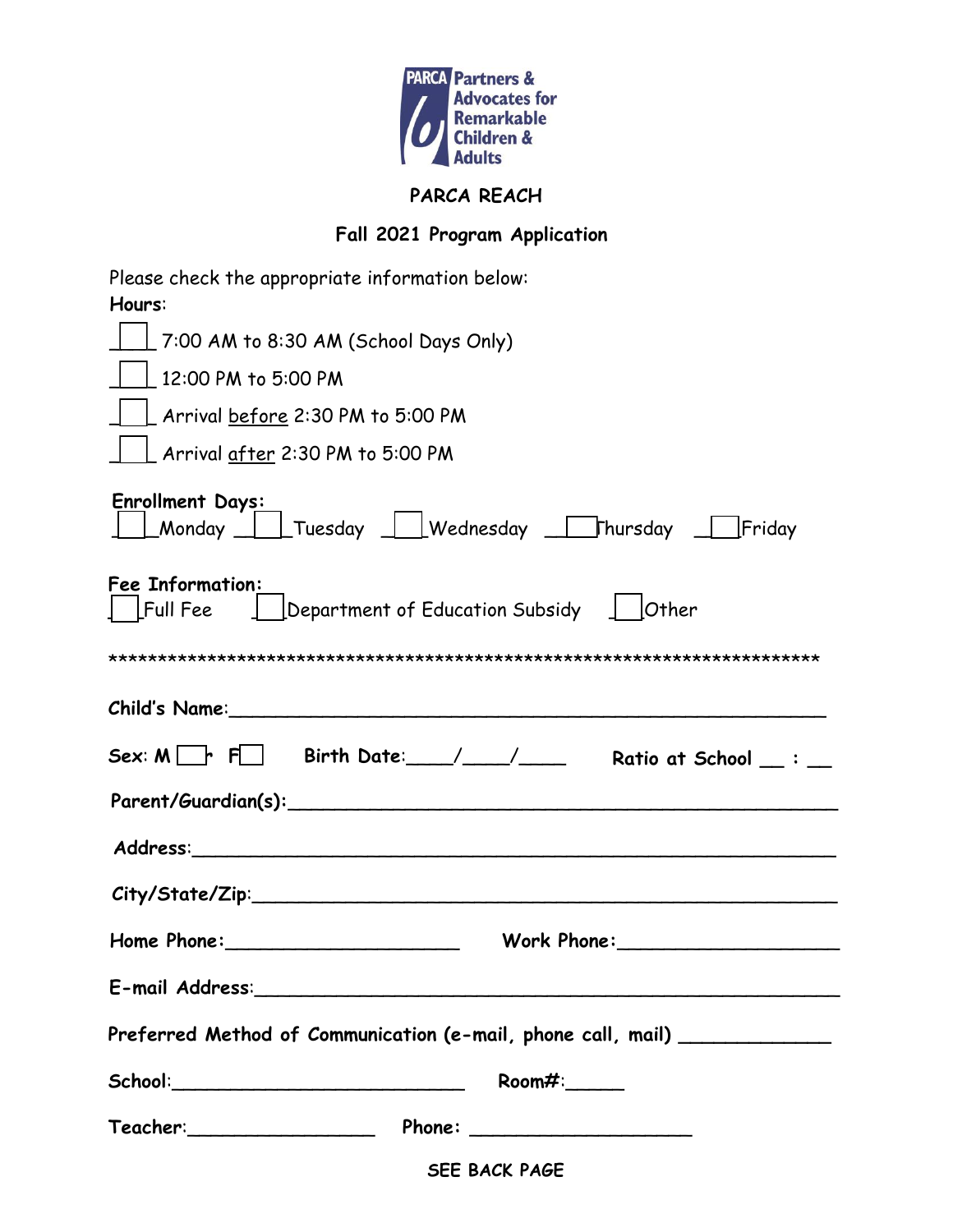PARCA Partners & Advocates for Remarkable Children & Adults

## PARCA REACH

### Fall 2021 Program Application

Please check the appropriate information below:

**Hours**:

☐ 7:00 AM to 8:30 AM (School Days Only)

☐ 12:00 PM to 5:00 PM

☐ Arrival <u>before</u> 2:30 PM to 5:00 PM

☐ Arrival <u>after</u> 2:30 PM to 5:00 PM

**Enrollment Days:**

☐ Monday ☐ Tuesday ☐ Wednesday ☐ Thursday ☐ Friday

**Fee Information:**

☐ Full Fee ☐ Department of Education Subsidy ☐ Other

******************************************************************************

**Child's Name**:_______________________________________________

**Sex**: **M** ☐ **F** ☐ **Birth Date**:____/____/____ **Ratio at School** __ : __

**Parent/Guardian(s)**:_______________________________________________

**Address**:_______________________________________________

**City/State/Zip**:_______________________________________________

**Home Phone**:____________________ **Work Phone**:____________________

**E-mail Address**:_______________________________________________

**Preferred Method of Communication (e-mail, phone call, mail)** _____________

**School**:__________________________ **Room#**:_____

**Teacher**:________________ **Phone**: ____________________

SEE BACK PAGE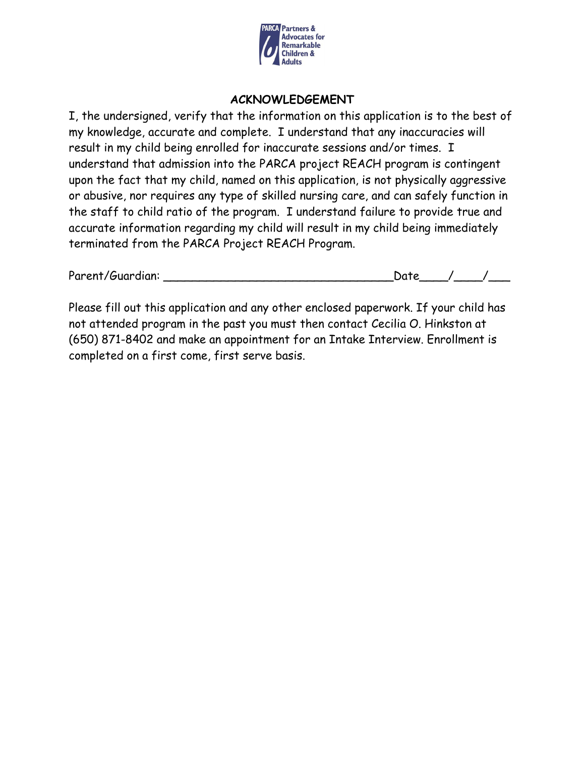PARCA Partners & Advocates for Remarkable Children & Adults

## ACKNOWLEDGEMENT

I, the undersigned, verify that the information on this application is to the best of my knowledge, accurate and complete. I understand that any inaccuracies will result in my child being enrolled for inaccurate sessions and/or times. I understand that admission into the PARCA project REACH program is contingent upon the fact that my child, named on this application, is not physically aggressive or abusive, nor requires any type of skilled nursing care, and can safely function in the staff to child ratio of the program. I understand failure to provide true and accurate information regarding my child will result in my child being immediately terminated from the PARCA Project REACH Program.

Parent/Guardian: _________________________________Date____/____/___

Please fill out this application and any other enclosed paperwork. If your child has not attended program in the past you must then contact Cecilia O. Hinkston at (650) 871-8402 and make an appointment for an Intake Interview. Enrollment is completed on a first come, first serve basis.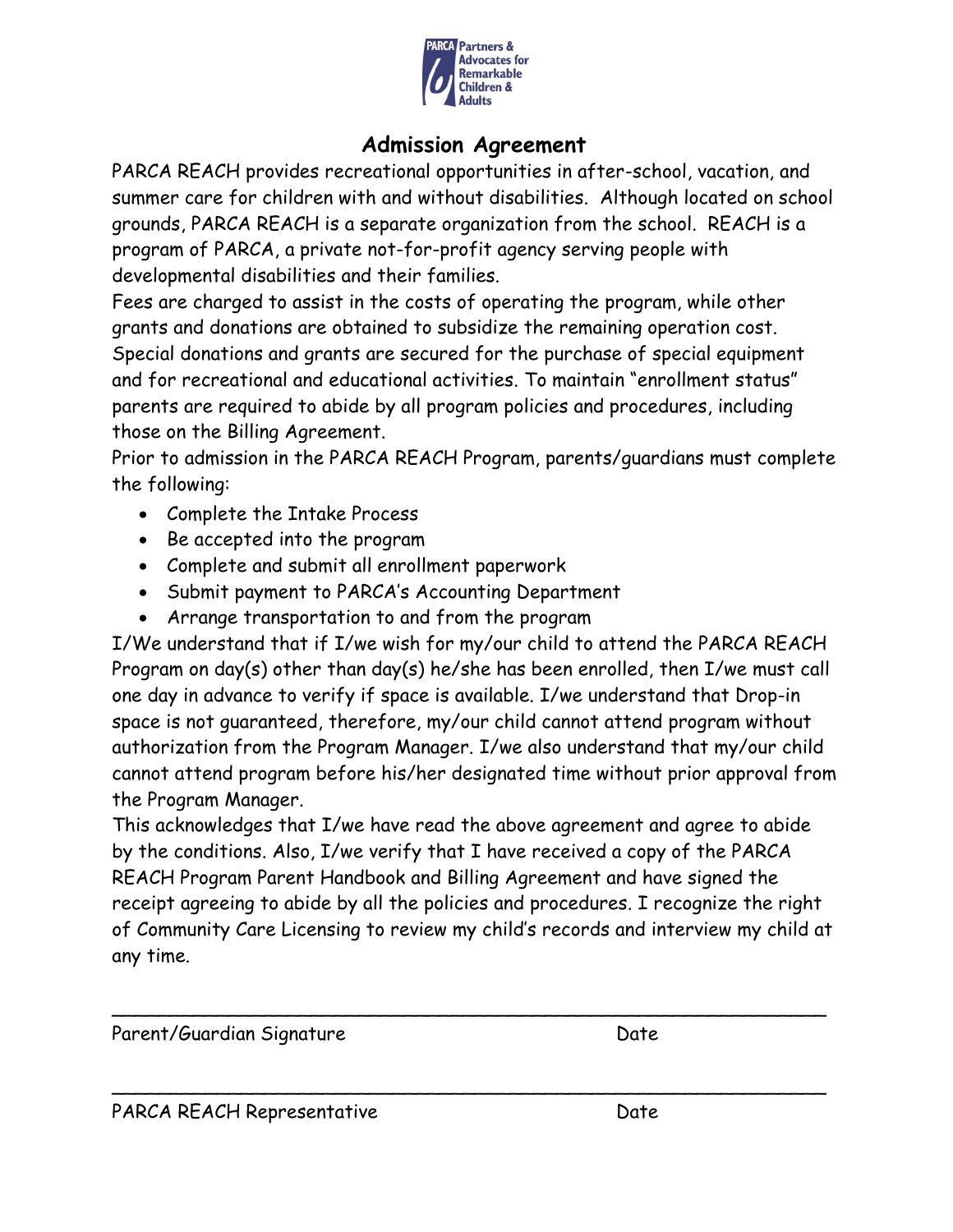PARCA Partners & Advocates for Remarkable Children & Adults

# Admission Agreement

PARCA REACH provides recreational opportunities in after-school, vacation, and summer care for children with and without disabilities. Although located on school grounds, PARCA REACH is a separate organization from the school. REACH is a program of PARCA, a private not-for-profit agency serving people with developmental disabilities and their families.

Fees are charged to assist in the costs of operating the program, while other grants and donations are obtained to subsidize the remaining operation cost. Special donations and grants are secured for the purchase of special equipment and for recreational and educational activities. To maintain "enrollment status" parents are required to abide by all program policies and procedures, including those on the Billing Agreement.

Prior to admission in the PARCA REACH Program, parents/guardians must complete the following:

- Complete the Intake Process
- Be accepted into the program
- Complete and submit all enrollment paperwork
- Submit payment to PARCA's Accounting Department
- Arrange transportation to and from the program

I/We understand that if I/we wish for my/our child to attend the PARCA REACH Program on day(s) other than day(s) he/she has been enrolled, then I/we must call one day in advance to verify if space is available. I/we understand that Drop-in space is not guaranteed, therefore, my/our child cannot attend program without authorization from the Program Manager. I/we also understand that my/our child cannot attend program before his/her designated time without prior approval from the Program Manager.

This acknowledges that I/we have read the above agreement and agree to abide by the conditions. Also, I/we verify that I have received a copy of the PARCA REACH Program Parent Handbook and Billing Agreement and have signed the receipt agreeing to abide by all the policies and procedures. I recognize the right of Community Care Licensing to review my child's records and interview my child at any time.

\_\_\_\_\_\_\_\_\_\_\_\_\_\_\_\_\_\_\_\_\_\_\_\_\_\_\_\_\_\_\_\_\_\_\_\_\_\_\_\_\_\_\_\_\_\_\_\_\_\_\_\_\_\_\_\_

Parent/Guardian Signature Date

\_\_\_\_\_\_\_\_\_\_\_\_\_\_\_\_\_\_\_\_\_\_\_\_\_\_\_\_\_\_\_\_\_\_\_\_\_\_\_\_\_\_\_\_\_\_\_\_\_\_\_\_\_\_\_\_

PARCA REACH Representative Date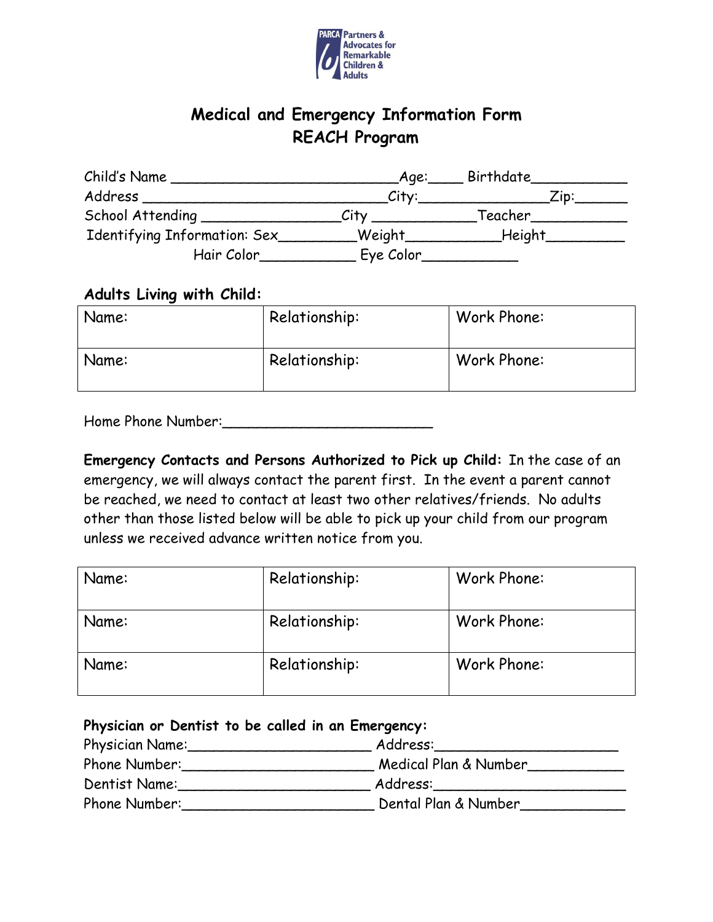PARCA Partners & Advocates for Remarkable Children & Adults

# Medical and Emergency Information Form
## REACH Program

Child's Name ___________________________Age:____ Birthdate___________
Address ____________________________City:_______________Zip:______
School Attending ________________City ____________Teacher___________
Identifying Information: Sex_________Weight___________Height_________
Hair Color___________ Eye Color___________

### Adults Living with Child:

| Name: | Relationship: | Work Phone: |
|---|---|---|
| Name: | Relationship: | Work Phone: |

Home Phone Number:_________________________

**Emergency Contacts and Persons Authorized to Pick up Child:** In the case of an emergency, we will always contact the parent first. In the event a parent cannot be reached, we need to contact at least two other relatives/friends. No adults other than those listed below will be able to pick up your child from our program unless we received advance written notice from you.

| Name: | Relationship: | Work Phone: |
|---|---|---|
| Name: | Relationship: | Work Phone: |
| Name: | Relationship: | Work Phone: |

### Physician or Dentist to be called in an Emergency:

Physician Name:______________________ Address:_____________________
Phone Number:______________________ Medical Plan & Number___________
Dentist Name:_______________________ Address:______________________
Phone Number:______________________ Dental Plan & Number____________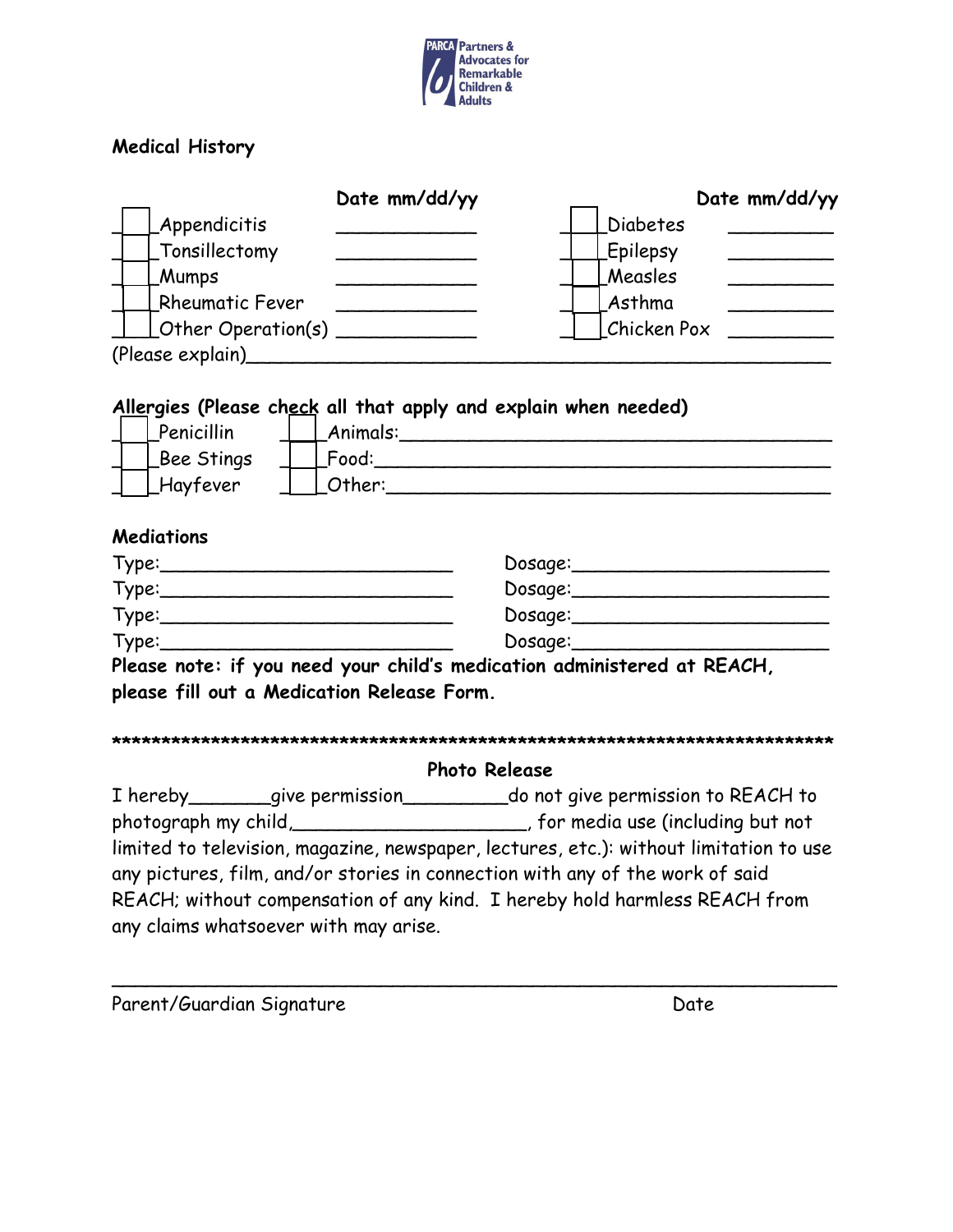PARCA Partners & Advocates for Remarkable Children & Adults

**Medical History**

| | Date mm/dd/yy | | Date mm/dd/yy |
|---|---|---|---|
| ☐ Appendicitis | ___________ | ☐ Diabetes | ___________ |
| ☐ Tonsillectomy | ___________ | ☐ Epilepsy | ___________ |
| ☐ Mumps | ___________ | ☐ Measles | ___________ |
| ☐ Rheumatic Fever | ___________ | ☐ Asthma | ___________ |
| ☐ Other Operation(s) | ___________ | ☐ Chicken Pox | ___________ |

(Please explain)_______________________________________________

**Allergies (Please check all that apply and explain when needed)**

☐ Penicillin ☐ Animals:_______________________________________

☐ Bee Stings ☐ Food:_______________________________________

☐ Hayfever ☐ Other:_______________________________________

**Mediations**

Type:_________________________ Dosage:______________________

Type:_________________________ Dosage:______________________

Type:_________________________ Dosage:______________________

Type:_________________________ Dosage:______________________

**Please note: if you need your child's medication administered at REACH, please fill out a Medication Release Form.**

**\*\*\*\*\*\*\*\*\*\*\*\*\*\*\*\*\*\*\*\*\*\*\*\*\*\*\*\*\*\*\*\*\*\*\*\*\*\*\*\*\*\*\*\*\*\*\*\*\*\*\*\*\*\*\*\*\*\*\*\*\*\*\*\*\*\*\*\*\*\*\*\*\*\*\*\*\*\*\***

**Photo Release**

I hereby_______give permission_________do not give permission to REACH to photograph my child,____________________, for media use (including but not limited to television, magazine, newspaper, lectures, etc.): without limitation to use any pictures, film, and/or stories in connection with any of the work of said REACH; without compensation of any kind. I hereby hold harmless REACH from any claims whatsoever with may arise.

_____________________________________________________________

Parent/Guardian Signature Date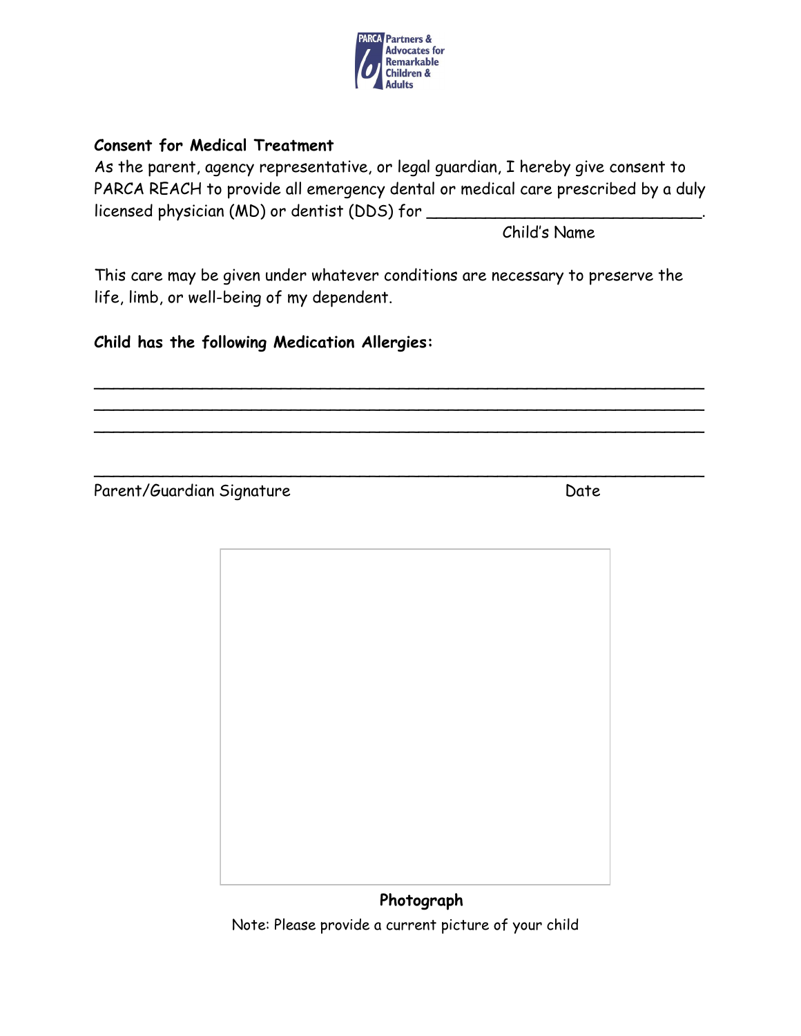PARCA Partners & Advocates for Remarkable Children & Adults

**Consent for Medical Treatment**

As the parent, agency representative, or legal guardian, I hereby give consent to PARCA REACH to provide all emergency dental or medical care prescribed by a duly licensed physician (MD) or dentist (DDS) for ____________________________.

Child's Name

This care may be given under whatever conditions are necessary to preserve the life, limb, or well-being of my dependent.

**Child has the following Medication Allergies:**

_______________________________________________________________

_______________________________________________________________

_______________________________________________________________

_______________________________________________________________

Parent/Guardian Signature                                                    Date

**Photograph**

Note: Please provide a current picture of your child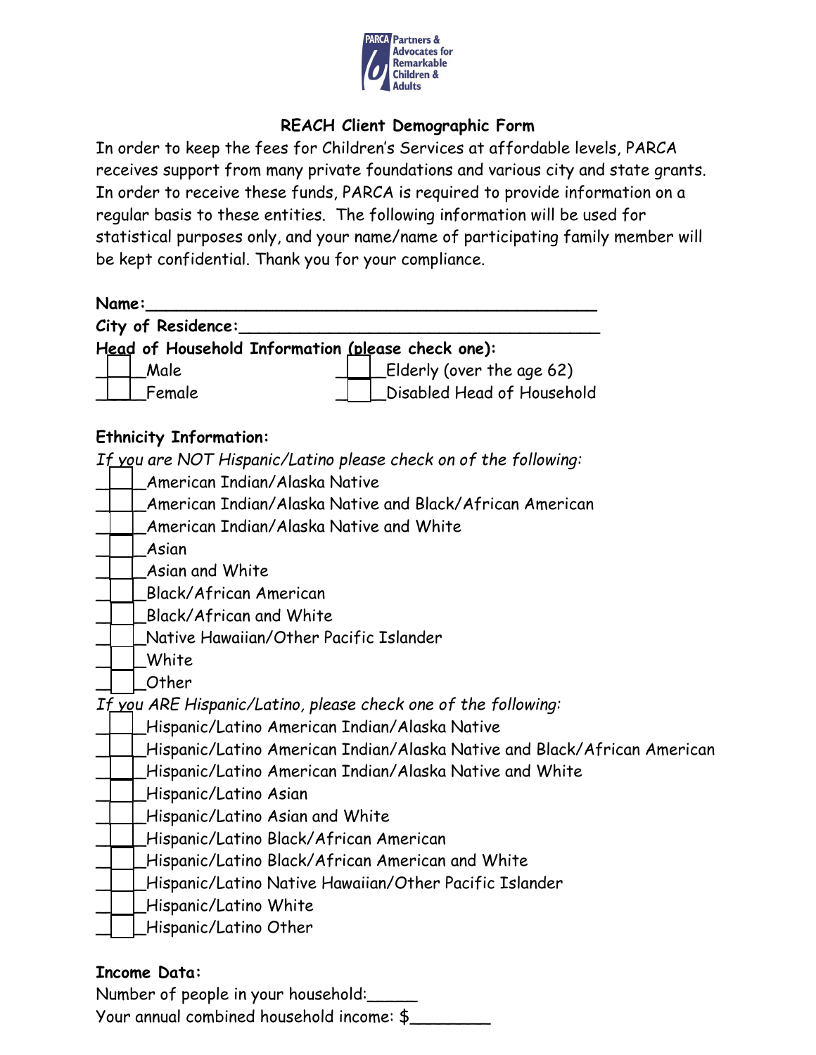Partners & Advocates for Remarkable Children & Adults

## REACH Client Demographic Form

In order to keep the fees for Children's Services at affordable levels, PARCA receives support from many private foundations and various city and state grants. In order to receive these funds, PARCA is required to provide information on a regular basis to these entities. The following information will be used for statistical purposes only, and your name/name of participating family member will be kept confidential. Thank you for your compliance.

**Name:**_______________________________________________

**City of Residence:**_____________________________________

**Head of Household Information (please check one):**

| | |
|---|---|
| ☐ Male | ☐ Elderly (over the age 62) |
| ☐ Female | ☐ Disabled Head of Household |

**Ethnicity Information:**

*If you are NOT Hispanic/Latino please check on of the following:*

- ☐ American Indian/Alaska Native
- ☐ American Indian/Alaska Native and Black/African American
- ☐ American Indian/Alaska Native and White
- ☐ Asian
- ☐ Asian and White
- ☐ Black/African American
- ☐ Black/African and White
- ☐ Native Hawaiian/Other Pacific Islander
- ☐ White
- ☐ Other

*If you ARE Hispanic/Latino, please check one of the following:*

- ☐ Hispanic/Latino American Indian/Alaska Native
- ☐ Hispanic/Latino American Indian/Alaska Native and Black/African American
- ☐ Hispanic/Latino American Indian/Alaska Native and White
- ☐ Hispanic/Latino Asian
- ☐ Hispanic/Latino Asian and White
- ☐ Hispanic/Latino Black/African American
- ☐ Hispanic/Latino Black/African American and White
- ☐ Hispanic/Latino Native Hawaiian/Other Pacific Islander
- ☐ Hispanic/Latino White
- ☐ Hispanic/Latino Other

**Income Data:**

Number of people in your household:_____

Your annual combined household income: $________